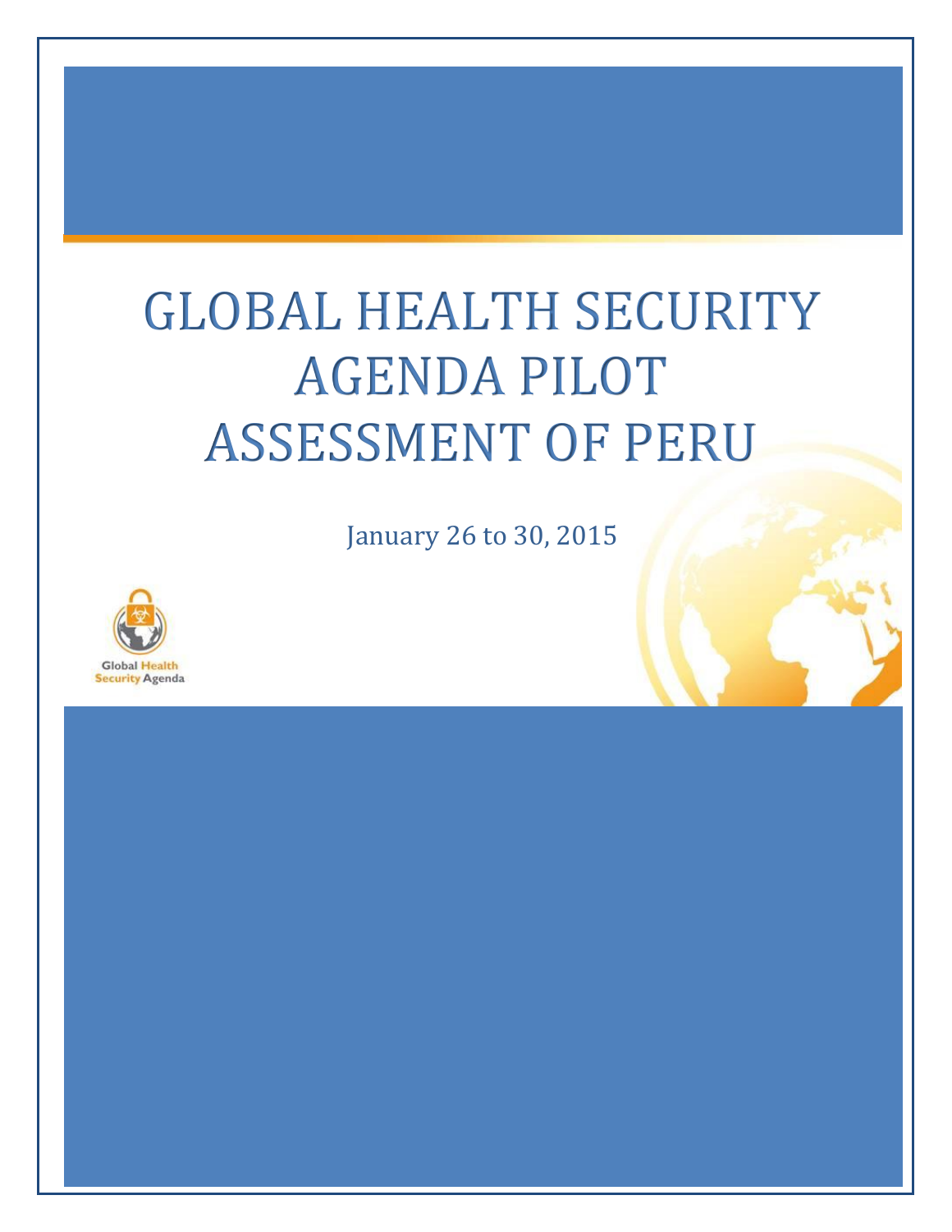# GLOBAL HEALTH SECURITY AGENDA PILOT ASSESSMENT OF PERU

January 26 to 30, 2015

Global Health Security Agenda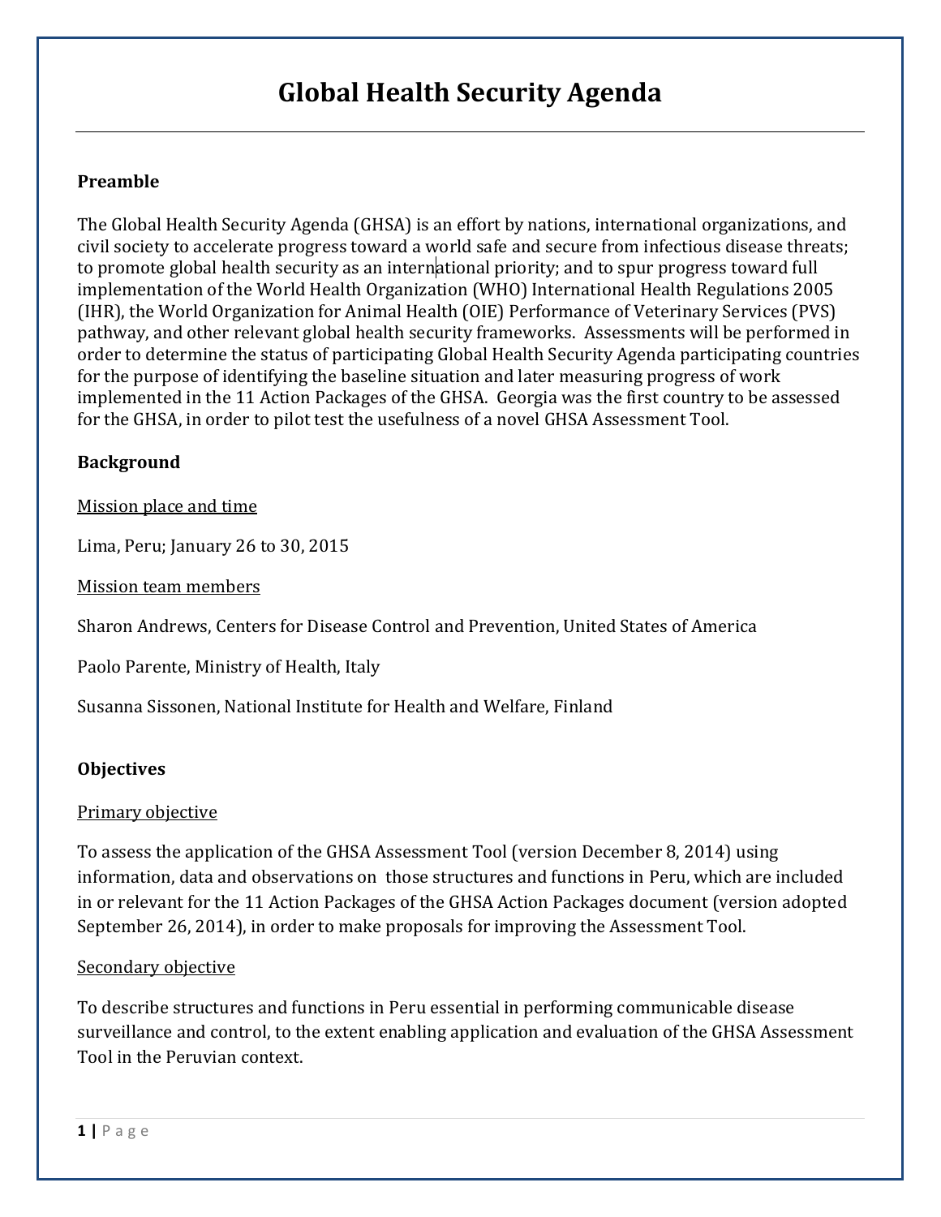# Global Health Security Agenda

## Preamble

The Global Health Security Agenda (GHSA) is an effort by nations, international organizations, and civil society to accelerate progress toward a world safe and secure from infectious disease threats; to promote global health security as an international priority; and to spur progress toward full implementation of the World Health Organization (WHO) International Health Regulations 2005 (IHR), the World Organization for Animal Health (OIE) Performance of Veterinary Services (PVS) pathway, and other relevant global health security frameworks. Assessments will be performed in order to determine the status of participating Global Health Security Agenda participating countries for the purpose of identifying the baseline situation and later measuring progress of work implemented in the 11 Action Packages of the GHSA. Georgia was the first country to be assessed for the GHSA, in order to pilot test the usefulness of a novel GHSA Assessment Tool.

## Background

### Mission place and time

Lima, Peru; January 26 to 30, 2015

### Mission team members

Sharon Andrews, Centers for Disease Control and Prevention, United States of America

Paolo Parente, Ministry of Health, Italy

Susanna Sissonen, National Institute for Health and Welfare, Finland

## Objectives

### Primary objective

To assess the application of the GHSA Assessment Tool (version December 8, 2014) using information, data and observations on those structures and functions in Peru, which are included in or relevant for the 11 Action Packages of the GHSA Action Packages document (version adopted September 26, 2014), in order to make proposals for improving the Assessment Tool.

### Secondary objective

To describe structures and functions in Peru essential in performing communicable disease surveillance and control, to the extent enabling application and evaluation of the GHSA Assessment Tool in the Peruvian context.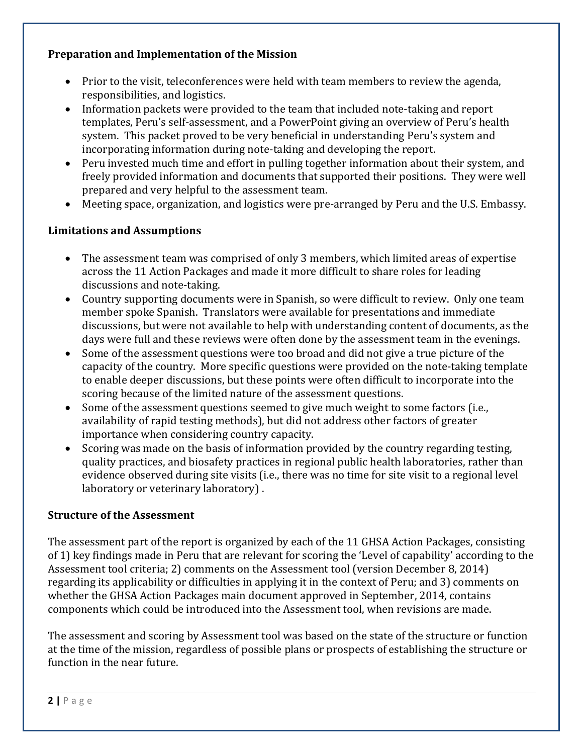### Preparation and Implementation of the Mission

- Prior to the visit, teleconferences were held with team members to review the agenda, responsibilities, and logistics.
- Information packets were provided to the team that included note-taking and report templates, Peru's self-assessment, and a PowerPoint giving an overview of Peru's health system. This packet proved to be very beneficial in understanding Peru's system and incorporating information during note-taking and developing the report.
- Peru invested much time and effort in pulling together information about their system, and freely provided information and documents that supported their positions. They were well prepared and very helpful to the assessment team.
- Meeting space, organization, and logistics were pre-arranged by Peru and the U.S. Embassy.

### Limitations and Assumptions

- The assessment team was comprised of only 3 members, which limited areas of expertise across the 11 Action Packages and made it more difficult to share roles for leading discussions and note-taking.
- Country supporting documents were in Spanish, so were difficult to review. Only one team member spoke Spanish. Translators were available for presentations and immediate discussions, but were not available to help with understanding content of documents, as the days were full and these reviews were often done by the assessment team in the evenings.
- Some of the assessment questions were too broad and did not give a true picture of the capacity of the country. More specific questions were provided on the note-taking template to enable deeper discussions, but these points were often difficult to incorporate into the scoring because of the limited nature of the assessment questions.
- Some of the assessment questions seemed to give much weight to some factors (i.e., availability of rapid testing methods), but did not address other factors of greater importance when considering country capacity.
- Scoring was made on the basis of information provided by the country regarding testing, quality practices, and biosafety practices in regional public health laboratories, rather than evidence observed during site visits (i.e., there was no time for site visit to a regional level laboratory or veterinary laboratory) .

### Structure of the Assessment

The assessment part of the report is organized by each of the 11 GHSA Action Packages, consisting of 1) key findings made in Peru that are relevant for scoring the 'Level of capability' according to the Assessment tool criteria; 2) comments on the Assessment tool (version December 8, 2014) regarding its applicability or difficulties in applying it in the context of Peru; and 3) comments on whether the GHSA Action Packages main document approved in September, 2014, contains components which could be introduced into the Assessment tool, when revisions are made.

The assessment and scoring by Assessment tool was based on the state of the structure or function at the time of the mission, regardless of possible plans or prospects of establishing the structure or function in the near future.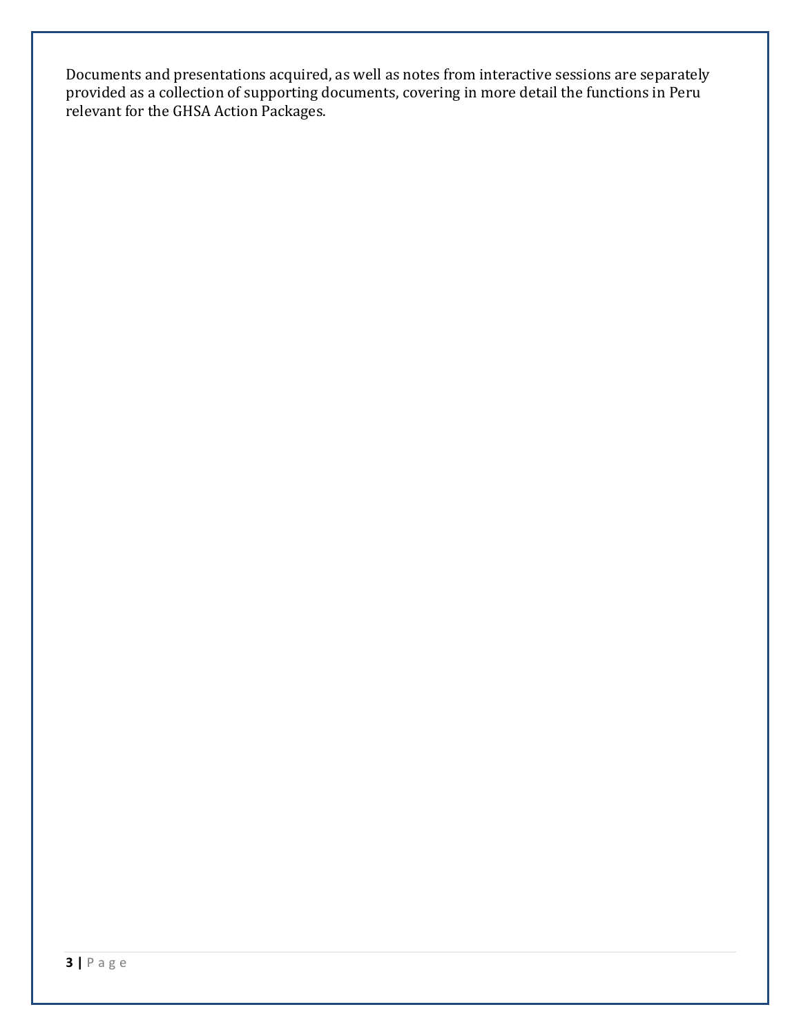Documents and presentations acquired, as well as notes from interactive sessions are separately provided as a collection of supporting documents, covering in more detail the functions in Peru relevant for the GHSA Action Packages.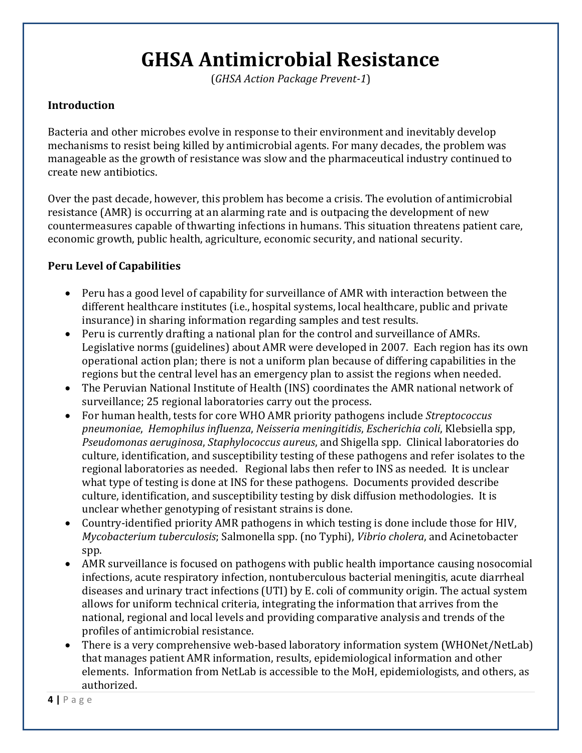# GHSA Antimicrobial Resistance

(*GHSA Action Package Prevent-1*)

**Introduction**

Bacteria and other microbes evolve in response to their environment and inevitably develop mechanisms to resist being killed by antimicrobial agents. For many decades, the problem was manageable as the growth of resistance was slow and the pharmaceutical industry continued to create new antibiotics.

Over the past decade, however, this problem has become a crisis. The evolution of antimicrobial resistance (AMR) is occurring at an alarming rate and is outpacing the development of new countermeasures capable of thwarting infections in humans. This situation threatens patient care, economic growth, public health, agriculture, economic security, and national security.

**Peru Level of Capabilities**

- Peru has a good level of capability for surveillance of AMR with interaction between the different healthcare institutes (i.e., hospital systems, local healthcare, public and private insurance) in sharing information regarding samples and test results.
- Peru is currently drafting a national plan for the control and surveillance of AMRs. Legislative norms (guidelines) about AMR were developed in 2007. Each region has its own operational action plan; there is not a uniform plan because of differing capabilities in the regions but the central level has an emergency plan to assist the regions when needed.
- The Peruvian National Institute of Health (INS) coordinates the AMR national network of surveillance; 25 regional laboratories carry out the process.
- For human health, tests for core WHO AMR priority pathogens include *Streptococcus pneumoniae*, *Hemophilus influenza*, *Neisseria meningitidis*, *Escherichia coli*, Klebsiella spp, *Pseudomonas aeruginosa*, *Staphylococcus aureus*, and Shigella spp. Clinical laboratories do culture, identification, and susceptibility testing of these pathogens and refer isolates to the regional laboratories as needed. Regional labs then refer to INS as needed. It is unclear what type of testing is done at INS for these pathogens. Documents provided describe culture, identification, and susceptibility testing by disk diffusion methodologies. It is unclear whether genotyping of resistant strains is done.
- Country-identified priority AMR pathogens in which testing is done include those for HIV, *Mycobacterium tuberculosis*; Salmonella spp. (no Typhi), *Vibrio cholera*, and Acinetobacter spp.
- AMR surveillance is focused on pathogens with public health importance causing nosocomial infections, acute respiratory infection, nontuberculous bacterial meningitis, acute diarrheal diseases and urinary tract infections (UTI) by E. coli of community origin. The actual system allows for uniform technical criteria, integrating the information that arrives from the national, regional and local levels and providing comparative analysis and trends of the profiles of antimicrobial resistance.
- There is a very comprehensive web-based laboratory information system (WHONet/NetLab) that manages patient AMR information, results, epidemiological information and other elements. Information from NetLab is accessible to the MoH, epidemiologists, and others, as authorized.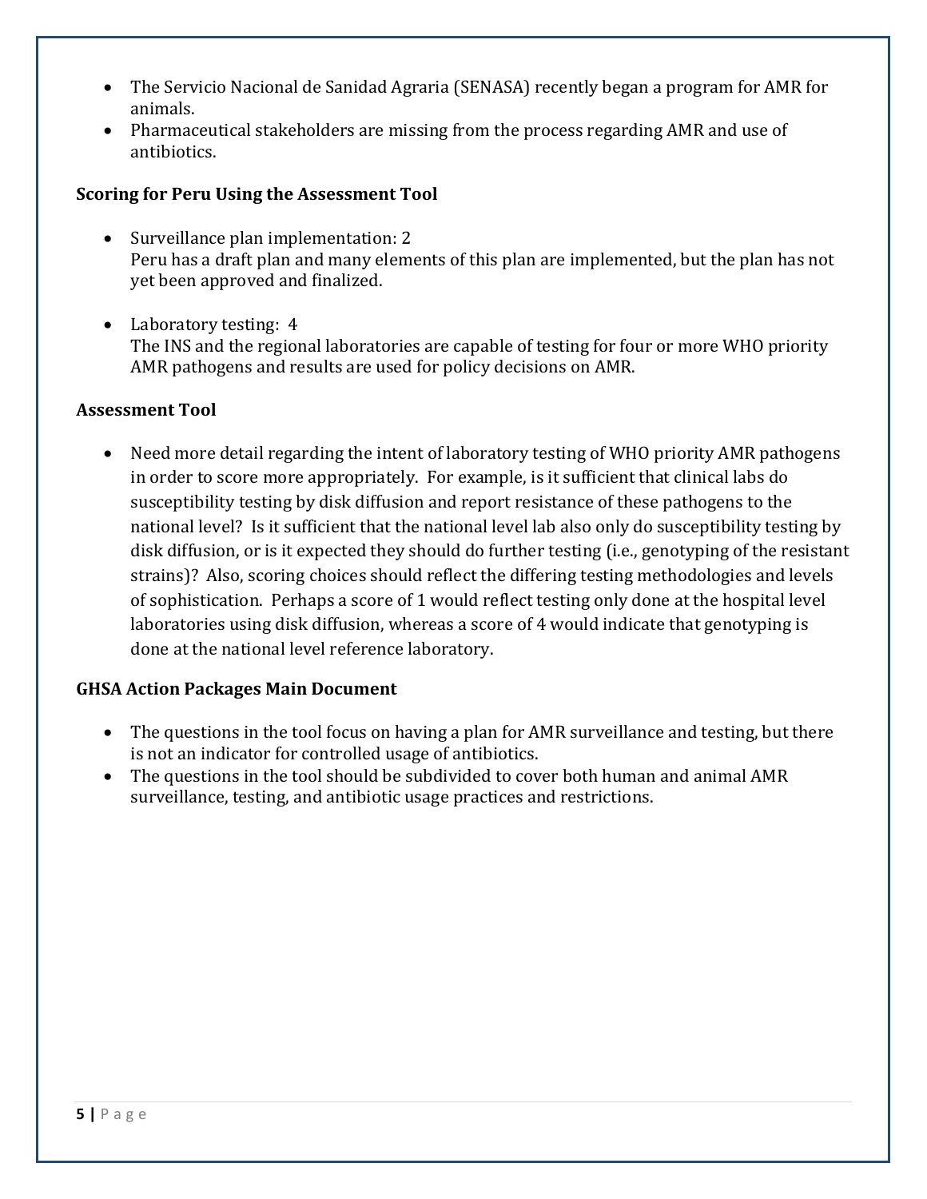- The Servicio Nacional de Sanidad Agraria (SENASA) recently began a program for AMR for animals.
- Pharmaceutical stakeholders are missing from the process regarding AMR and use of antibiotics.

### Scoring for Peru Using the Assessment Tool

- Surveillance plan implementation: 2
  Peru has a draft plan and many elements of this plan are implemented, but the plan has not yet been approved and finalized.

- Laboratory testing: 4
  The INS and the regional laboratories are capable of testing for four or more WHO priority AMR pathogens and results are used for policy decisions on AMR.

### Assessment Tool

- Need more detail regarding the intent of laboratory testing of WHO priority AMR pathogens in order to score more appropriately. For example, is it sufficient that clinical labs do susceptibility testing by disk diffusion and report resistance of these pathogens to the national level? Is it sufficient that the national level lab also only do susceptibility testing by disk diffusion, or is it expected they should do further testing (i.e., genotyping of the resistant strains)? Also, scoring choices should reflect the differing testing methodologies and levels of sophistication. Perhaps a score of 1 would reflect testing only done at the hospital level laboratories using disk diffusion, whereas a score of 4 would indicate that genotyping is done at the national level reference laboratory.

### GHSA Action Packages Main Document

- The questions in the tool focus on having a plan for AMR surveillance and testing, but there is not an indicator for controlled usage of antibiotics.
- The questions in the tool should be subdivided to cover both human and animal AMR surveillance, testing, and antibiotic usage practices and restrictions.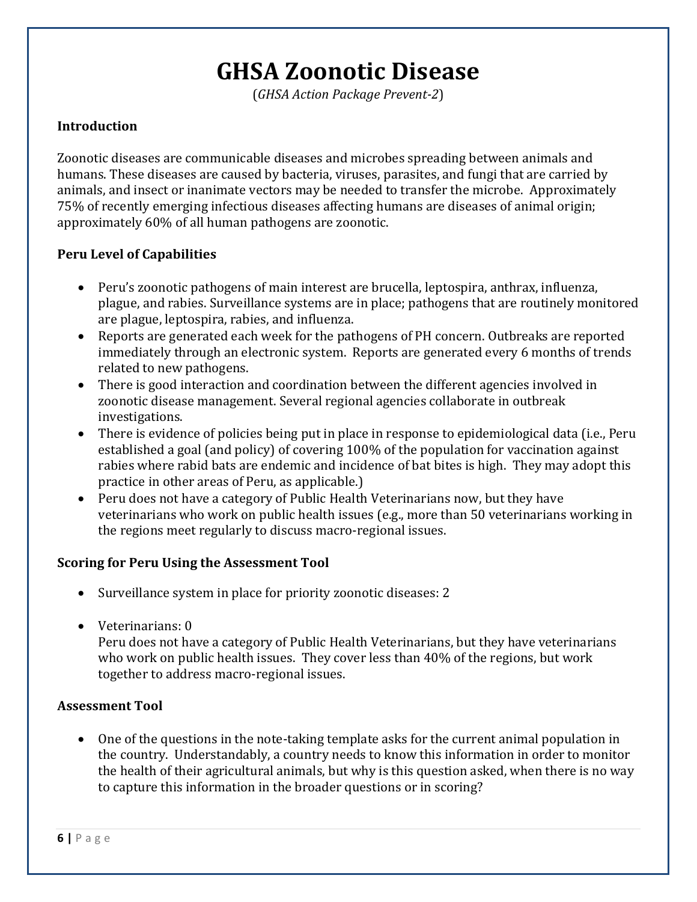# GHSA Zoonotic Disease

(*GHSA Action Package Prevent-2*)

**Introduction**

Zoonotic diseases are communicable diseases and microbes spreading between animals and humans. These diseases are caused by bacteria, viruses, parasites, and fungi that are carried by animals, and insect or inanimate vectors may be needed to transfer the microbe. Approximately 75% of recently emerging infectious diseases affecting humans are diseases of animal origin; approximately 60% of all human pathogens are zoonotic.

**Peru Level of Capabilities**

- Peru's zoonotic pathogens of main interest are brucella, leptospira, anthrax, influenza, plague, and rabies. Surveillance systems are in place; pathogens that are routinely monitored are plague, leptospira, rabies, and influenza.
- Reports are generated each week for the pathogens of PH concern. Outbreaks are reported immediately through an electronic system. Reports are generated every 6 months of trends related to new pathogens.
- There is good interaction and coordination between the different agencies involved in zoonotic disease management. Several regional agencies collaborate in outbreak investigations.
- There is evidence of policies being put in place in response to epidemiological data (i.e., Peru established a goal (and policy) of covering 100% of the population for vaccination against rabies where rabid bats are endemic and incidence of bat bites is high. They may adopt this practice in other areas of Peru, as applicable.)
- Peru does not have a category of Public Health Veterinarians now, but they have veterinarians who work on public health issues (e.g., more than 50 veterinarians working in the regions meet regularly to discuss macro-regional issues.

**Scoring for Peru Using the Assessment Tool**

- Surveillance system in place for priority zoonotic diseases: 2
- Veterinarians: 0
  Peru does not have a category of Public Health Veterinarians, but they have veterinarians who work on public health issues. They cover less than 40% of the regions, but work together to address macro-regional issues.

**Assessment Tool**

- One of the questions in the note-taking template asks for the current animal population in the country. Understandably, a country needs to know this information in order to monitor the health of their agricultural animals, but why is this question asked, when there is no way to capture this information in the broader questions or in scoring?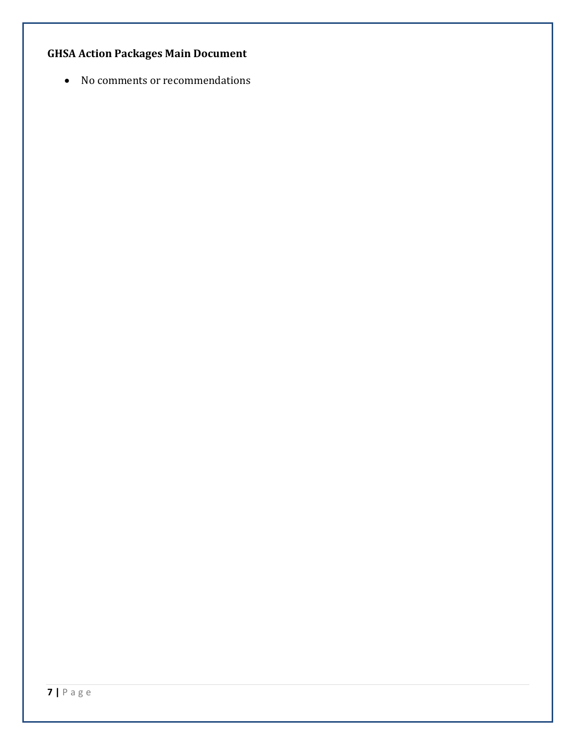### GHSA Action Packages Main Document

- No comments or recommendations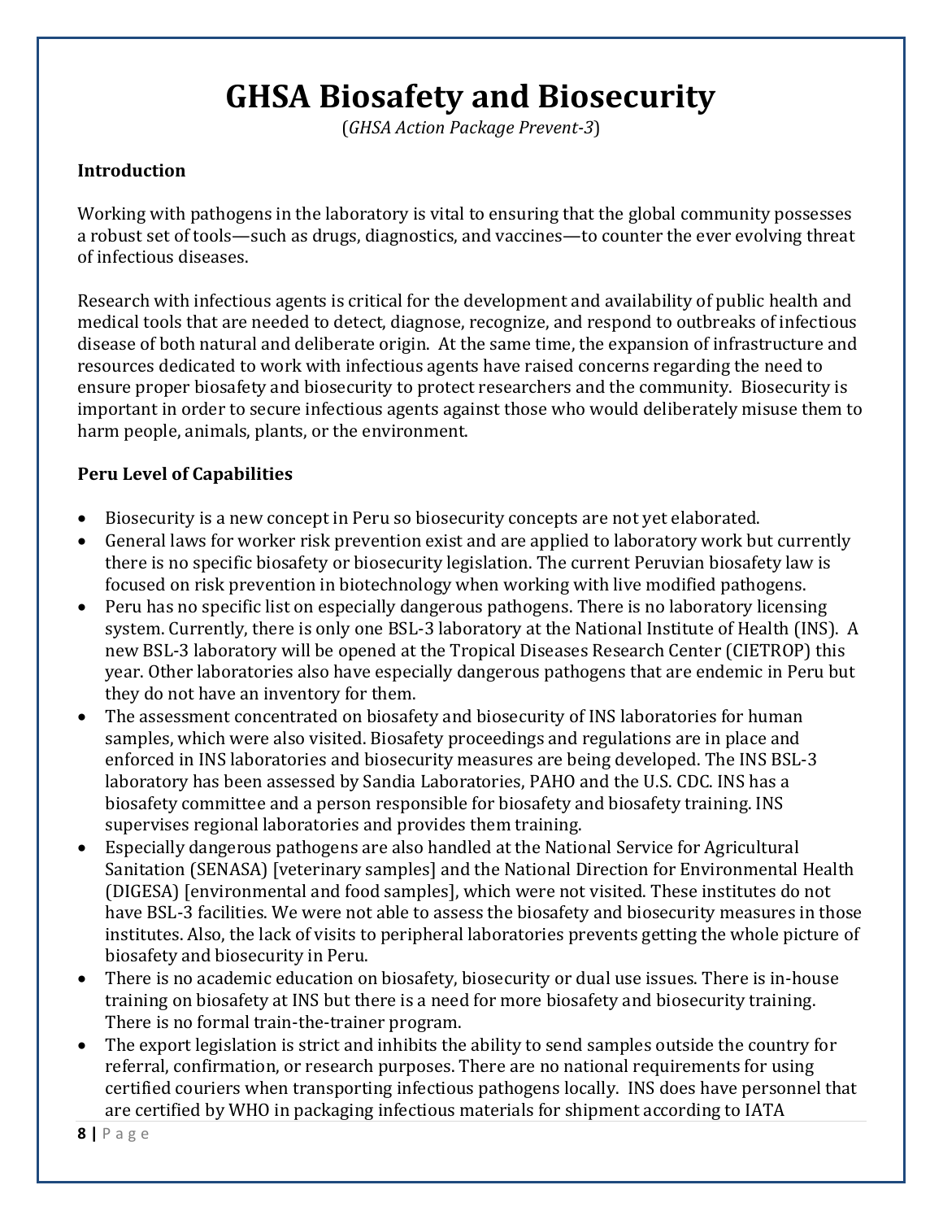# GHSA Biosafety and Biosecurity

(*GHSA Action Package Prevent-3*)

**Introduction**

Working with pathogens in the laboratory is vital to ensuring that the global community possesses a robust set of tools—such as drugs, diagnostics, and vaccines—to counter the ever evolving threat of infectious diseases.

Research with infectious agents is critical for the development and availability of public health and medical tools that are needed to detect, diagnose, recognize, and respond to outbreaks of infectious disease of both natural and deliberate origin. At the same time, the expansion of infrastructure and resources dedicated to work with infectious agents have raised concerns regarding the need to ensure proper biosafety and biosecurity to protect researchers and the community. Biosecurity is important in order to secure infectious agents against those who would deliberately misuse them to harm people, animals, plants, or the environment.

**Peru Level of Capabilities**

- Biosecurity is a new concept in Peru so biosecurity concepts are not yet elaborated.
- General laws for worker risk prevention exist and are applied to laboratory work but currently there is no specific biosafety or biosecurity legislation. The current Peruvian biosafety law is focused on risk prevention in biotechnology when working with live modified pathogens.
- Peru has no specific list on especially dangerous pathogens. There is no laboratory licensing system. Currently, there is only one BSL-3 laboratory at the National Institute of Health (INS). A new BSL-3 laboratory will be opened at the Tropical Diseases Research Center (CIETROP) this year. Other laboratories also have especially dangerous pathogens that are endemic in Peru but they do not have an inventory for them.
- The assessment concentrated on biosafety and biosecurity of INS laboratories for human samples, which were also visited. Biosafety proceedings and regulations are in place and enforced in INS laboratories and biosecurity measures are being developed. The INS BSL-3 laboratory has been assessed by Sandia Laboratories, PAHO and the U.S. CDC. INS has a biosafety committee and a person responsible for biosafety and biosafety training. INS supervises regional laboratories and provides them training.
- Especially dangerous pathogens are also handled at the National Service for Agricultural Sanitation (SENASA) [veterinary samples] and the National Direction for Environmental Health (DIGESA) [environmental and food samples], which were not visited. These institutes do not have BSL-3 facilities. We were not able to assess the biosafety and biosecurity measures in those institutes. Also, the lack of visits to peripheral laboratories prevents getting the whole picture of biosafety and biosecurity in Peru.
- There is no academic education on biosafety, biosecurity or dual use issues. There is in-house training on biosafety at INS but there is a need for more biosafety and biosecurity training. There is no formal train-the-trainer program.
- The export legislation is strict and inhibits the ability to send samples outside the country for referral, confirmation, or research purposes. There are no national requirements for using certified couriers when transporting infectious pathogens locally. INS does have personnel that are certified by WHO in packaging infectious materials for shipment according to IATA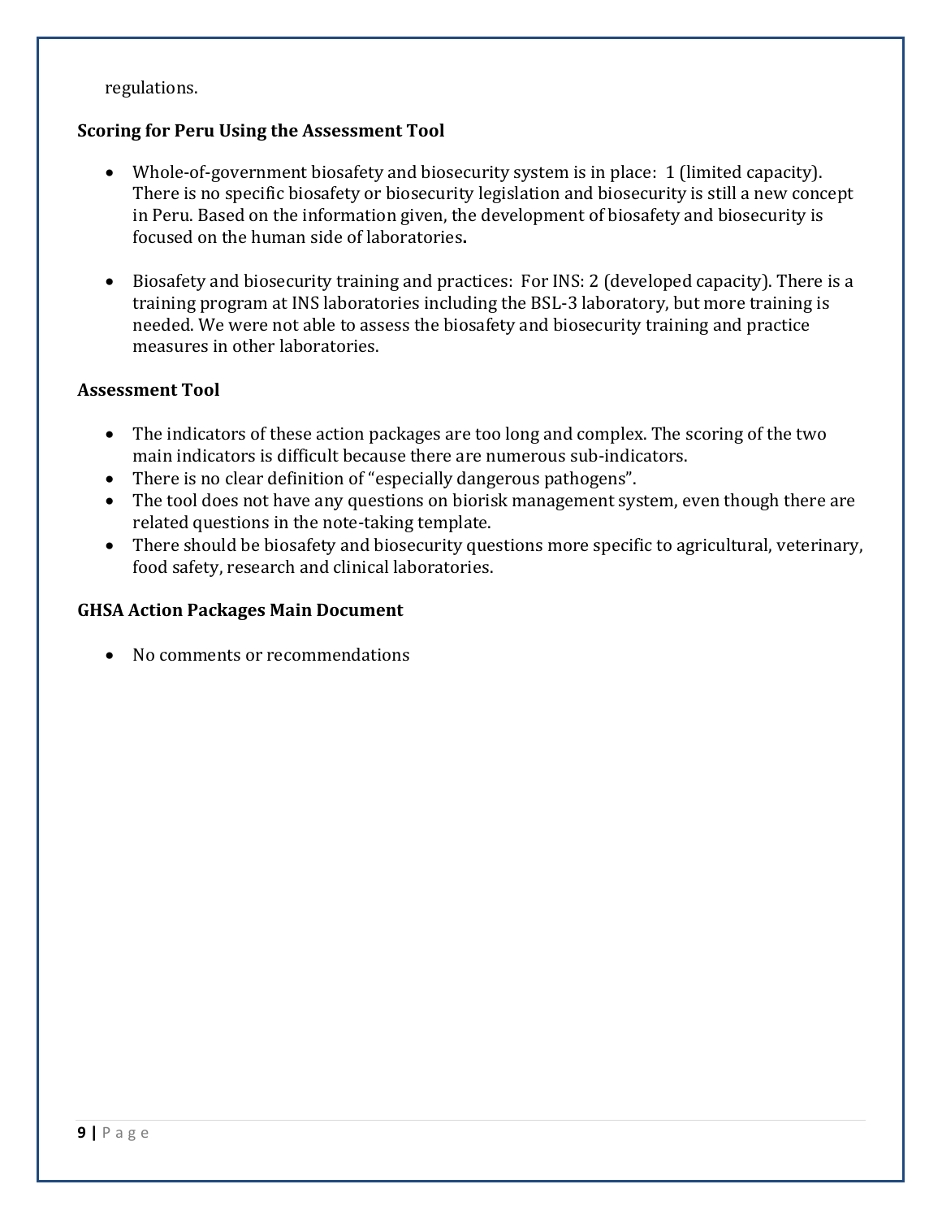regulations.

**Scoring for Peru Using the Assessment Tool**

- Whole-of-government biosafety and biosecurity system is in place: 1 (limited capacity). There is no specific biosafety or biosecurity legislation and biosecurity is still a new concept in Peru. Based on the information given, the development of biosafety and biosecurity is focused on the human side of laboratories**.**

- Biosafety and biosecurity training and practices: For INS: 2 (developed capacity). There is a training program at INS laboratories including the BSL-3 laboratory, but more training is needed. We were not able to assess the biosafety and biosecurity training and practice measures in other laboratories.

**Assessment Tool**

- The indicators of these action packages are too long and complex. The scoring of the two main indicators is difficult because there are numerous sub-indicators.
- There is no clear definition of "especially dangerous pathogens".
- The tool does not have any questions on biorisk management system, even though there are related questions in the note-taking template.
- There should be biosafety and biosecurity questions more specific to agricultural, veterinary, food safety, research and clinical laboratories.

**GHSA Action Packages Main Document**

- No comments or recommendations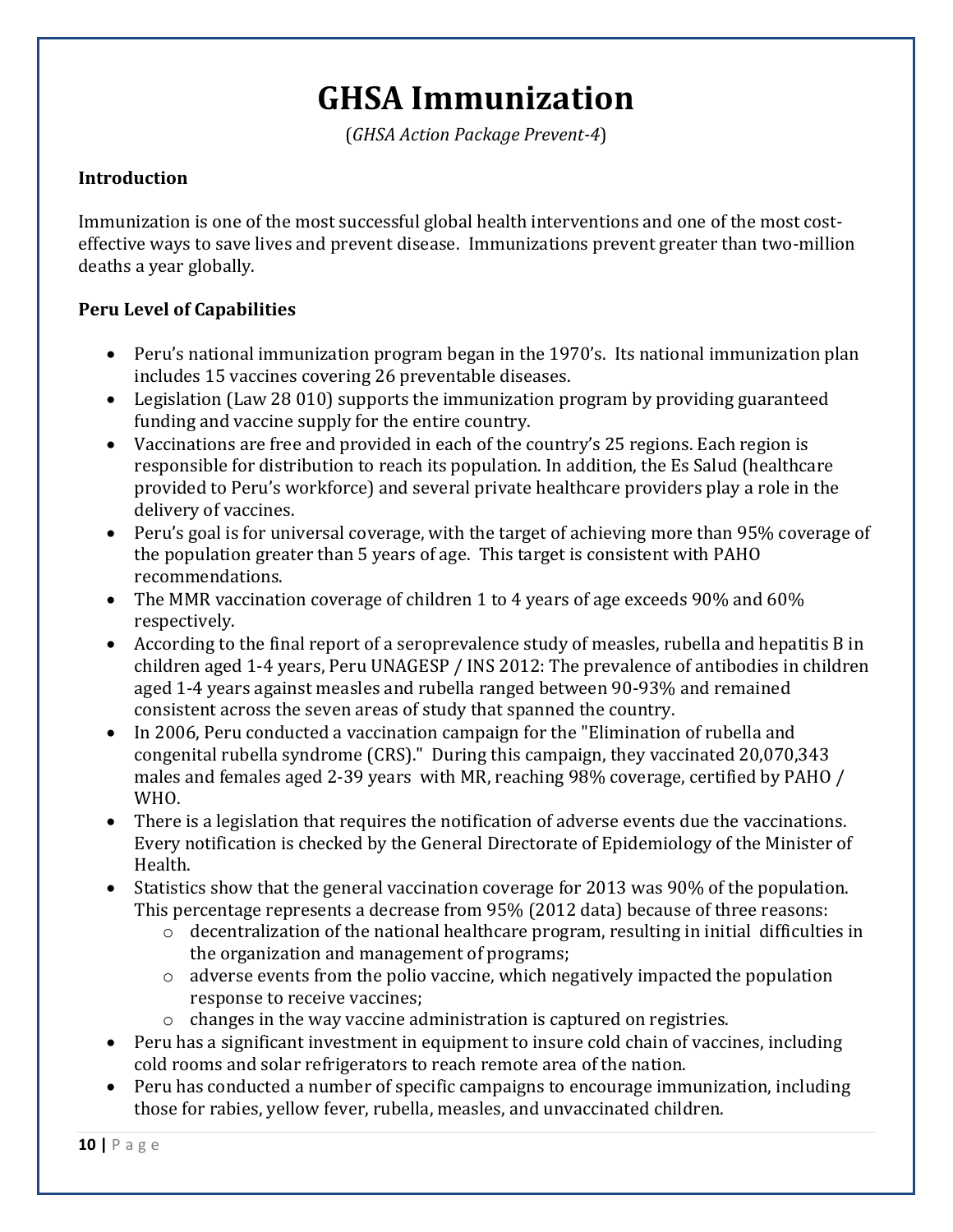# GHSA Immunization

(*GHSA Action Package Prevent-4*)

**Introduction**

Immunization is one of the most successful global health interventions and one of the most cost-effective ways to save lives and prevent disease. Immunizations prevent greater than two-million deaths a year globally.

**Peru Level of Capabilities**

- Peru's national immunization program began in the 1970's. Its national immunization plan includes 15 vaccines covering 26 preventable diseases.
- Legislation (Law 28 010) supports the immunization program by providing guaranteed funding and vaccine supply for the entire country.
- Vaccinations are free and provided in each of the country's 25 regions. Each region is responsible for distribution to reach its population. In addition, the Es Salud (healthcare provided to Peru's workforce) and several private healthcare providers play a role in the delivery of vaccines.
- Peru's goal is for universal coverage, with the target of achieving more than 95% coverage of the population greater than 5 years of age. This target is consistent with PAHO recommendations.
- The MMR vaccination coverage of children 1 to 4 years of age exceeds 90% and 60% respectively.
- According to the final report of a seroprevalence study of measles, rubella and hepatitis B in children aged 1-4 years, Peru UNAGESP / INS 2012: The prevalence of antibodies in children aged 1-4 years against measles and rubella ranged between 90-93% and remained consistent across the seven areas of study that spanned the country.
- In 2006, Peru conducted a vaccination campaign for the "Elimination of rubella and congenital rubella syndrome (CRS)." During this campaign, they vaccinated 20,070,343 males and females aged 2-39 years with MR, reaching 98% coverage, certified by PAHO / WHO.
- There is a legislation that requires the notification of adverse events due the vaccinations. Every notification is checked by the General Directorate of Epidemiology of the Minister of Health.
- Statistics show that the general vaccination coverage for 2013 was 90% of the population. This percentage represents a decrease from 95% (2012 data) because of three reasons:
  - decentralization of the national healthcare program, resulting in initial difficulties in the organization and management of programs;
  - adverse events from the polio vaccine, which negatively impacted the population response to receive vaccines;
  - changes in the way vaccine administration is captured on registries.
- Peru has a significant investment in equipment to insure cold chain of vaccines, including cold rooms and solar refrigerators to reach remote area of the nation.
- Peru has conducted a number of specific campaigns to encourage immunization, including those for rabies, yellow fever, rubella, measles, and unvaccinated children.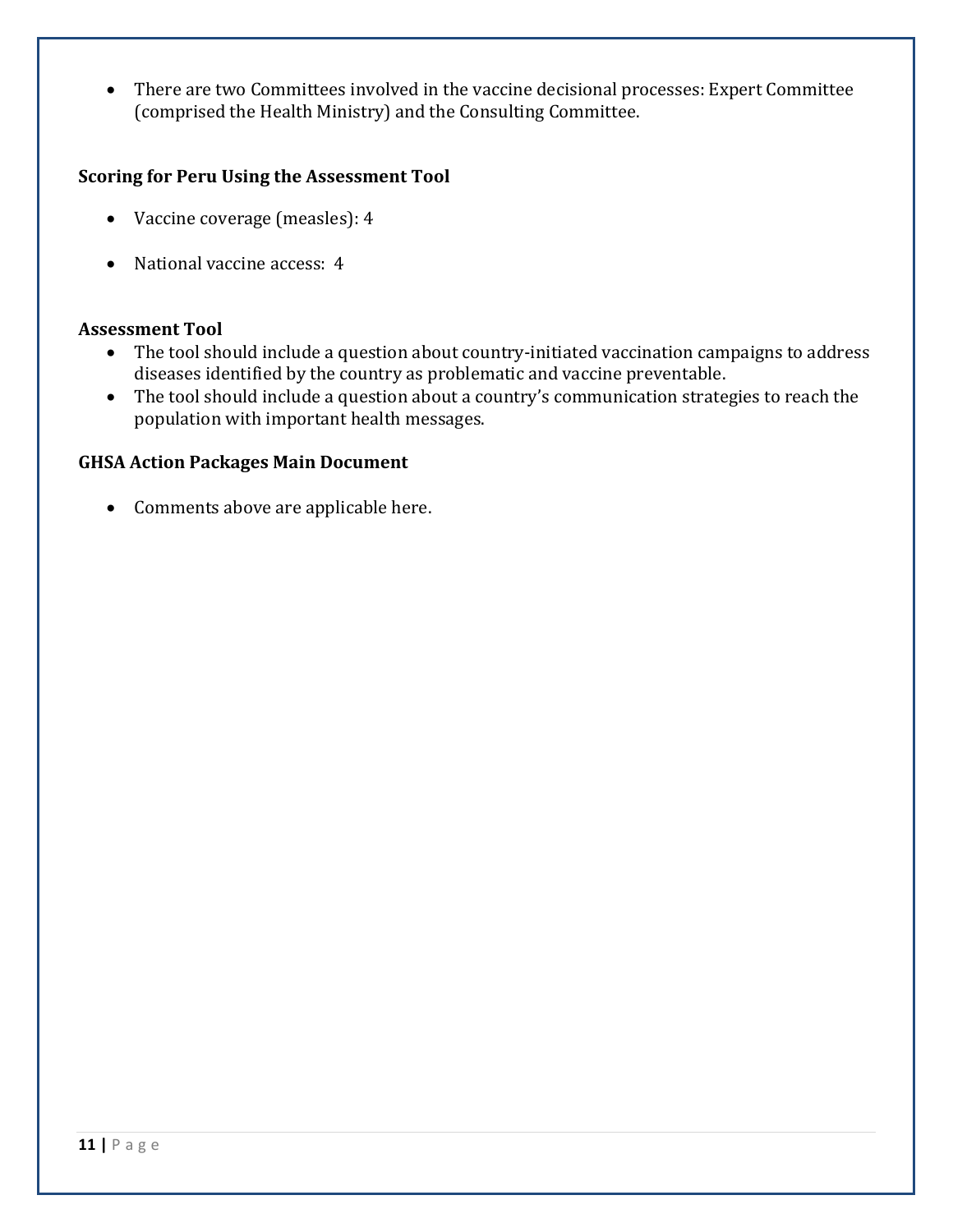- There are two Committees involved in the vaccine decisional processes: Expert Committee (comprised the Health Ministry) and the Consulting Committee.

**Scoring for Peru Using the Assessment Tool**

- Vaccine coverage (measles): 4
- National vaccine access: 4

**Assessment Tool**

- The tool should include a question about country-initiated vaccination campaigns to address diseases identified by the country as problematic and vaccine preventable.
- The tool should include a question about a country's communication strategies to reach the population with important health messages.

**GHSA Action Packages Main Document**

- Comments above are applicable here.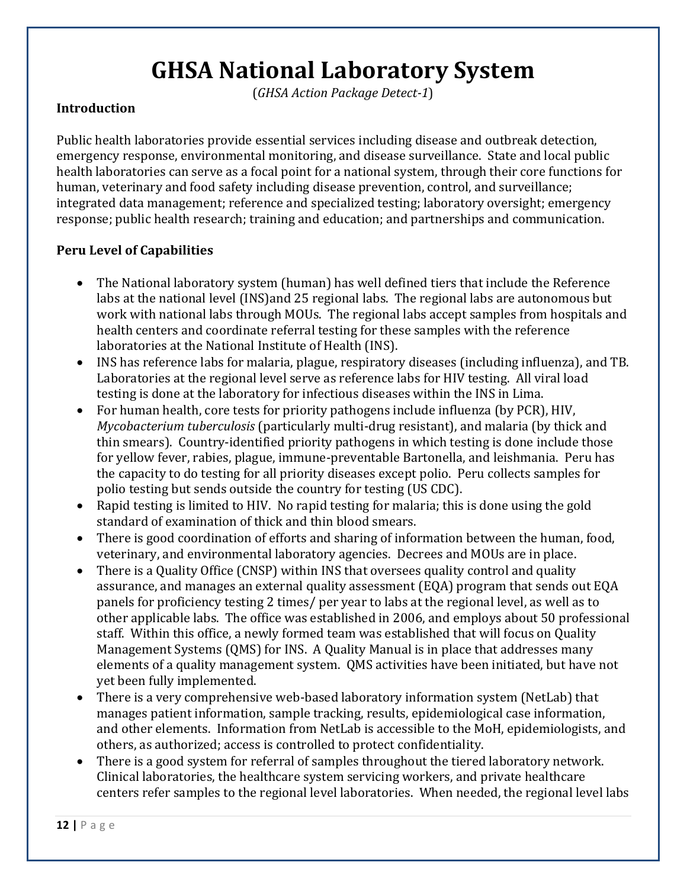# GHSA National Laboratory System

(*GHSA Action Package Detect-1*)

**Introduction**

Public health laboratories provide essential services including disease and outbreak detection, emergency response, environmental monitoring, and disease surveillance. State and local public health laboratories can serve as a focal point for a national system, through their core functions for human, veterinary and food safety including disease prevention, control, and surveillance; integrated data management; reference and specialized testing; laboratory oversight; emergency response; public health research; training and education; and partnerships and communication.

**Peru Level of Capabilities**

- The National laboratory system (human) has well defined tiers that include the Reference labs at the national level (INS)and 25 regional labs. The regional labs are autonomous but work with national labs through MOUs. The regional labs accept samples from hospitals and health centers and coordinate referral testing for these samples with the reference laboratories at the National Institute of Health (INS).
- INS has reference labs for malaria, plague, respiratory diseases (including influenza), and TB. Laboratories at the regional level serve as reference labs for HIV testing. All viral load testing is done at the laboratory for infectious diseases within the INS in Lima.
- For human health, core tests for priority pathogens include influenza (by PCR), HIV, *Mycobacterium tuberculosis* (particularly multi-drug resistant), and malaria (by thick and thin smears). Country-identified priority pathogens in which testing is done include those for yellow fever, rabies, plague, immune-preventable Bartonella, and leishmania. Peru has the capacity to do testing for all priority diseases except polio. Peru collects samples for polio testing but sends outside the country for testing (US CDC).
- Rapid testing is limited to HIV. No rapid testing for malaria; this is done using the gold standard of examination of thick and thin blood smears.
- There is good coordination of efforts and sharing of information between the human, food, veterinary, and environmental laboratory agencies. Decrees and MOUs are in place.
- There is a Quality Office (CNSP) within INS that oversees quality control and quality assurance, and manages an external quality assessment (EQA) program that sends out EQA panels for proficiency testing 2 times/ per year to labs at the regional level, as well as to other applicable labs. The office was established in 2006, and employs about 50 professional staff. Within this office, a newly formed team was established that will focus on Quality Management Systems (QMS) for INS. A Quality Manual is in place that addresses many elements of a quality management system. QMS activities have been initiated, but have not yet been fully implemented.
- There is a very comprehensive web-based laboratory information system (NetLab) that manages patient information, sample tracking, results, epidemiological case information, and other elements. Information from NetLab is accessible to the MoH, epidemiologists, and others, as authorized; access is controlled to protect confidentiality.
- There is a good system for referral of samples throughout the tiered laboratory network. Clinical laboratories, the healthcare system servicing workers, and private healthcare centers refer samples to the regional level laboratories. When needed, the regional level labs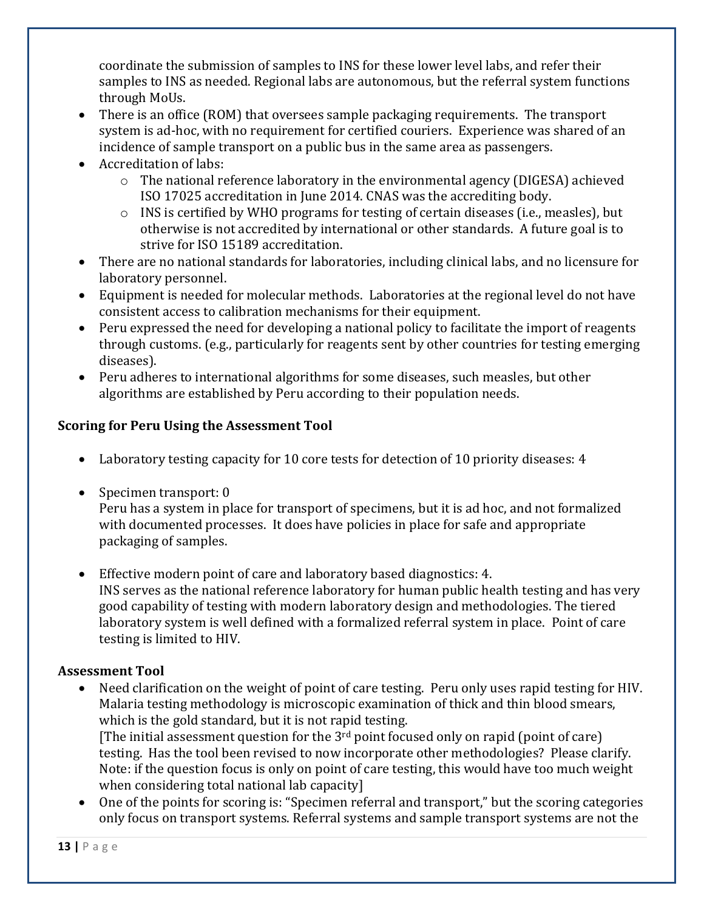coordinate the submission of samples to INS for these lower level labs, and refer their samples to INS as needed. Regional labs are autonomous, but the referral system functions through MoUs.

- There is an office (ROM) that oversees sample packaging requirements. The transport system is ad-hoc, with no requirement for certified couriers. Experience was shared of an incidence of sample transport on a public bus in the same area as passengers.
- Accreditation of labs:
  - The national reference laboratory in the environmental agency (DIGESA) achieved ISO 17025 accreditation in June 2014. CNAS was the accrediting body.
  - INS is certified by WHO programs for testing of certain diseases (i.e., measles), but otherwise is not accredited by international or other standards. A future goal is to strive for ISO 15189 accreditation.
- There are no national standards for laboratories, including clinical labs, and no licensure for laboratory personnel.
- Equipment is needed for molecular methods. Laboratories at the regional level do not have consistent access to calibration mechanisms for their equipment.
- Peru expressed the need for developing a national policy to facilitate the import of reagents through customs. (e.g., particularly for reagents sent by other countries for testing emerging diseases).
- Peru adheres to international algorithms for some diseases, such measles, but other algorithms are established by Peru according to their population needs.

**Scoring for Peru Using the Assessment Tool**

- Laboratory testing capacity for 10 core tests for detection of 10 priority diseases: 4
- Specimen transport: 0
  Peru has a system in place for transport of specimens, but it is ad hoc, and not formalized with documented processes. It does have policies in place for safe and appropriate packaging of samples.
- Effective modern point of care and laboratory based diagnostics: 4.
  INS serves as the national reference laboratory for human public health testing and has very good capability of testing with modern laboratory design and methodologies. The tiered laboratory system is well defined with a formalized referral system in place. Point of care testing is limited to HIV.

**Assessment Tool**

- Need clarification on the weight of point of care testing. Peru only uses rapid testing for HIV. Malaria testing methodology is microscopic examination of thick and thin blood smears, which is the gold standard, but it is not rapid testing.
  [The initial assessment question for the 3rd point focused only on rapid (point of care) testing. Has the tool been revised to now incorporate other methodologies? Please clarify. Note: if the question focus is only on point of care testing, this would have too much weight when considering total national lab capacity]
- One of the points for scoring is: "Specimen referral and transport," but the scoring categories only focus on transport systems. Referral systems and sample transport systems are not the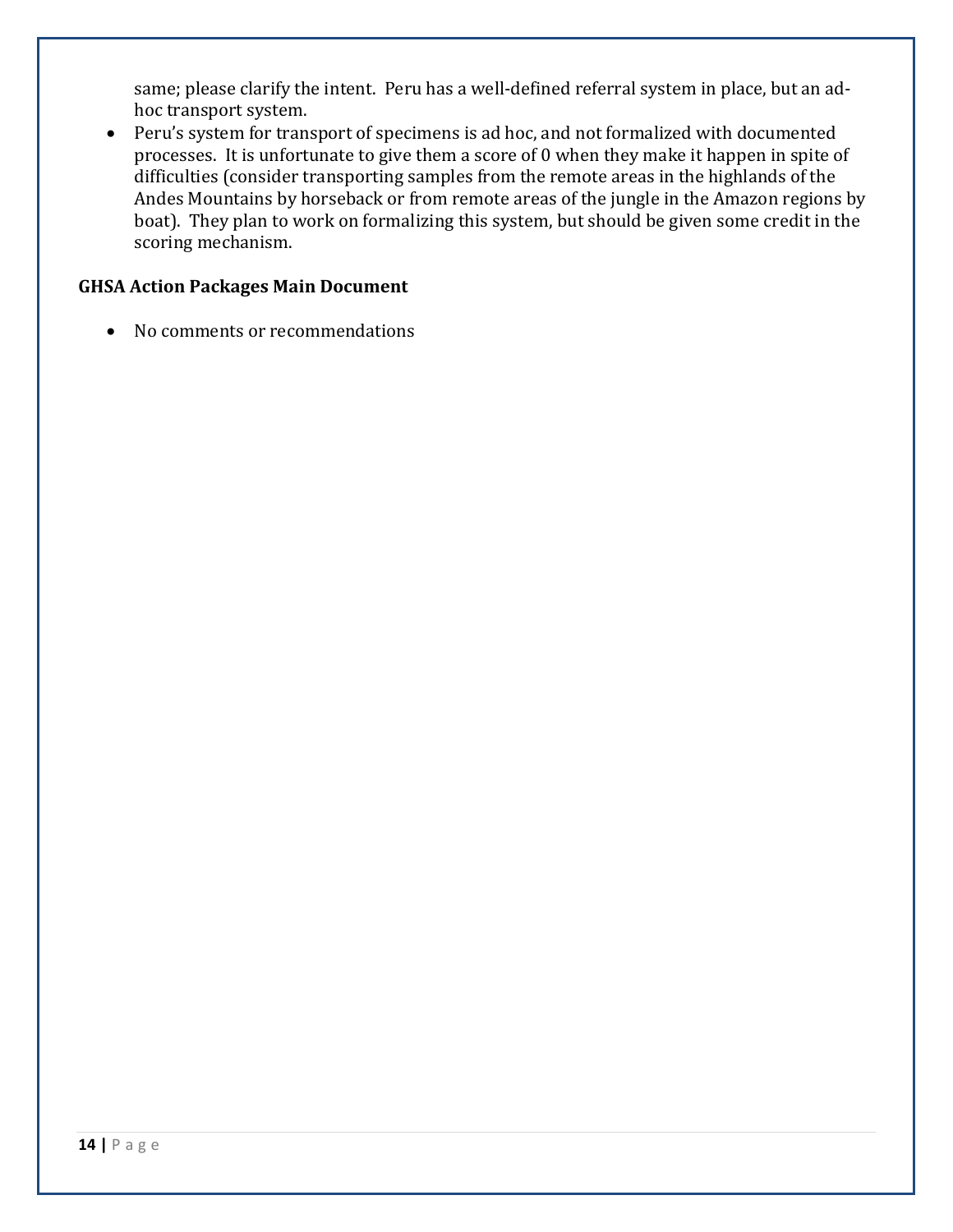same; please clarify the intent. Peru has a well-defined referral system in place, but an ad-hoc transport system.

- Peru's system for transport of specimens is ad hoc, and not formalized with documented processes. It is unfortunate to give them a score of 0 when they make it happen in spite of difficulties (consider transporting samples from the remote areas in the highlands of the Andes Mountains by horseback or from remote areas of the jungle in the Amazon regions by boat). They plan to work on formalizing this system, but should be given some credit in the scoring mechanism.

**GHSA Action Packages Main Document**

- No comments or recommendations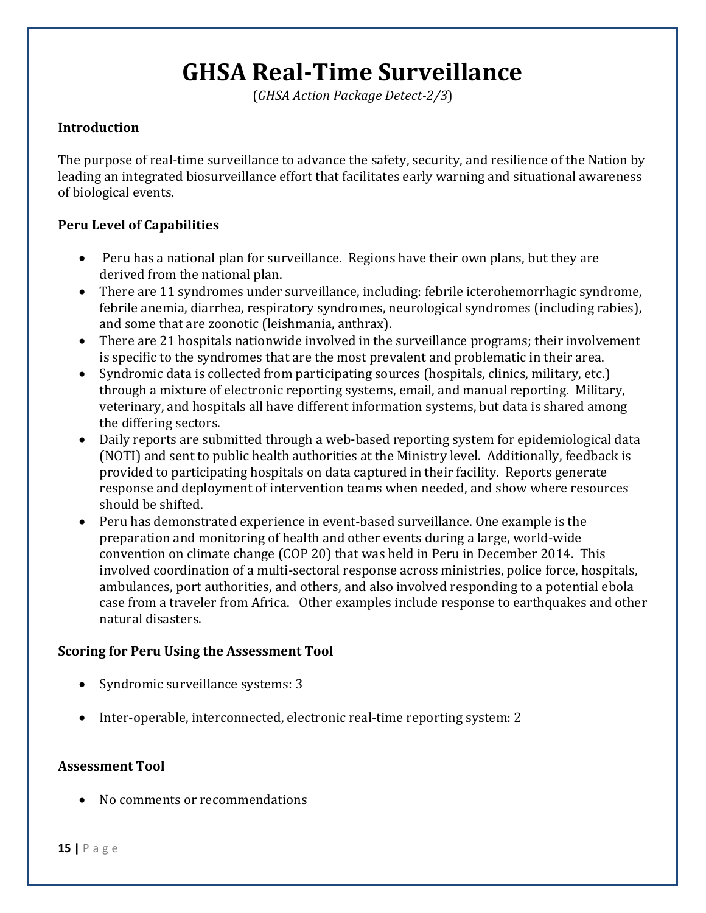# GHSA Real-Time Surveillance

(*GHSA Action Package Detect-2/3*)

**Introduction**

The purpose of real-time surveillance to advance the safety, security, and resilience of the Nation by leading an integrated biosurveillance effort that facilitates early warning and situational awareness of biological events.

**Peru Level of Capabilities**

- Peru has a national plan for surveillance. Regions have their own plans, but they are derived from the national plan.
- There are 11 syndromes under surveillance, including: febrile icterohemorrhagic syndrome, febrile anemia, diarrhea, respiratory syndromes, neurological syndromes (including rabies), and some that are zoonotic (leishmania, anthrax).
- There are 21 hospitals nationwide involved in the surveillance programs; their involvement is specific to the syndromes that are the most prevalent and problematic in their area.
- Syndromic data is collected from participating sources (hospitals, clinics, military, etc.) through a mixture of electronic reporting systems, email, and manual reporting. Military, veterinary, and hospitals all have different information systems, but data is shared among the differing sectors.
- Daily reports are submitted through a web-based reporting system for epidemiological data (NOTI) and sent to public health authorities at the Ministry level. Additionally, feedback is provided to participating hospitals on data captured in their facility. Reports generate response and deployment of intervention teams when needed, and show where resources should be shifted.
- Peru has demonstrated experience in event-based surveillance. One example is the preparation and monitoring of health and other events during a large, world-wide convention on climate change (COP 20) that was held in Peru in December 2014. This involved coordination of a multi-sectoral response across ministries, police force, hospitals, ambulances, port authorities, and others, and also involved responding to a potential ebola case from a traveler from Africa. Other examples include response to earthquakes and other natural disasters.

**Scoring for Peru Using the Assessment Tool**

- Syndromic surveillance systems: 3
- Inter-operable, interconnected, electronic real-time reporting system: 2

**Assessment Tool**

- No comments or recommendations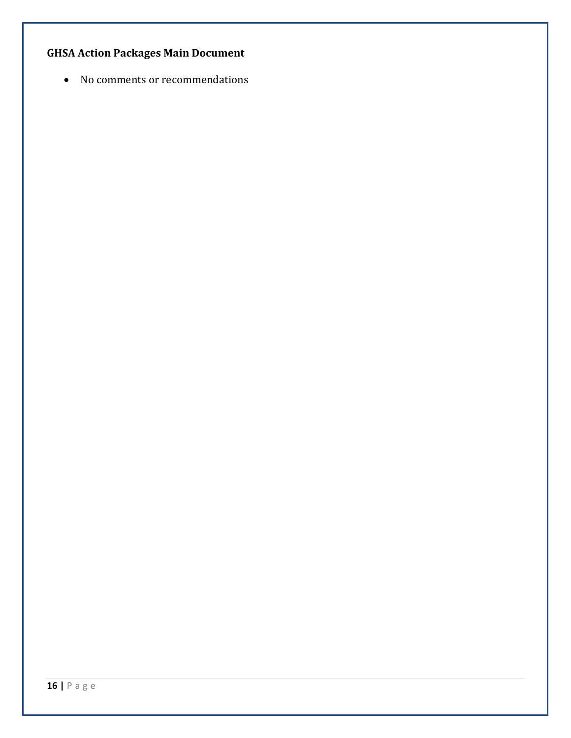**GHSA Action Packages Main Document**

- No comments or recommendations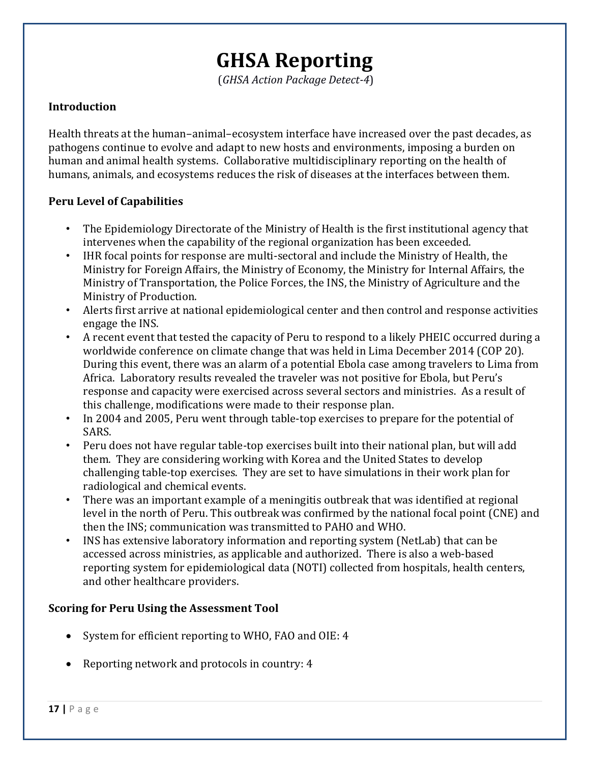# GHSA Reporting

(*GHSA Action Package Detect-4*)

**Introduction**

Health threats at the human–animal–ecosystem interface have increased over the past decades, as pathogens continue to evolve and adapt to new hosts and environments, imposing a burden on human and animal health systems. Collaborative multidisciplinary reporting on the health of humans, animals, and ecosystems reduces the risk of diseases at the interfaces between them.

**Peru Level of Capabilities**

- The Epidemiology Directorate of the Ministry of Health is the first institutional agency that intervenes when the capability of the regional organization has been exceeded.
- IHR focal points for response are multi-sectoral and include the Ministry of Health, the Ministry for Foreign Affairs, the Ministry of Economy, the Ministry for Internal Affairs, the Ministry of Transportation, the Police Forces, the INS, the Ministry of Agriculture and the Ministry of Production.
- Alerts first arrive at national epidemiological center and then control and response activities engage the INS.
- A recent event that tested the capacity of Peru to respond to a likely PHEIC occurred during a worldwide conference on climate change that was held in Lima December 2014 (COP 20). During this event, there was an alarm of a potential Ebola case among travelers to Lima from Africa. Laboratory results revealed the traveler was not positive for Ebola, but Peru's response and capacity were exercised across several sectors and ministries. As a result of this challenge, modifications were made to their response plan.
- In 2004 and 2005, Peru went through table-top exercises to prepare for the potential of SARS.
- Peru does not have regular table-top exercises built into their national plan, but will add them. They are considering working with Korea and the United States to develop challenging table-top exercises. They are set to have simulations in their work plan for radiological and chemical events.
- There was an important example of a meningitis outbreak that was identified at regional level in the north of Peru. This outbreak was confirmed by the national focal point (CNE) and then the INS; communication was transmitted to PAHO and WHO.
- INS has extensive laboratory information and reporting system (NetLab) that can be accessed across ministries, as applicable and authorized. There is also a web-based reporting system for epidemiological data (NOTI) collected from hospitals, health centers, and other healthcare providers.

**Scoring for Peru Using the Assessment Tool**

- System for efficient reporting to WHO, FAO and OIE: 4
- Reporting network and protocols in country: 4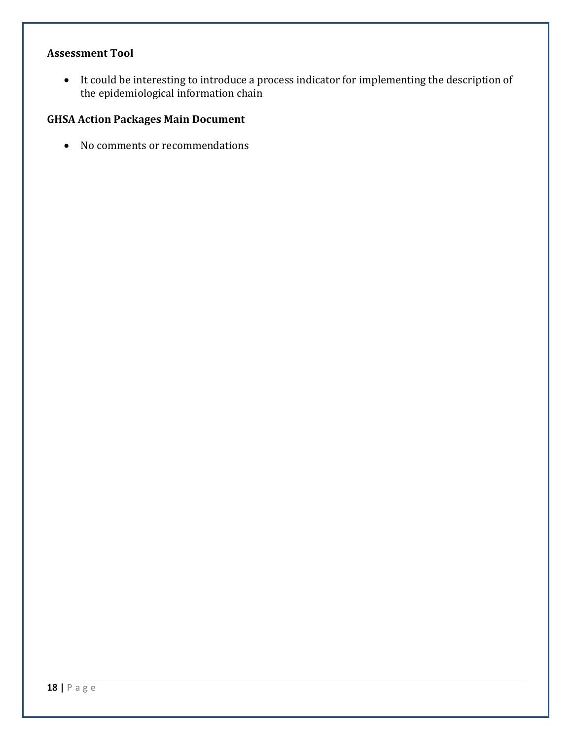**Assessment Tool**

- It could be interesting to introduce a process indicator for implementing the description of the epidemiological information chain

**GHSA Action Packages Main Document**

- No comments or recommendations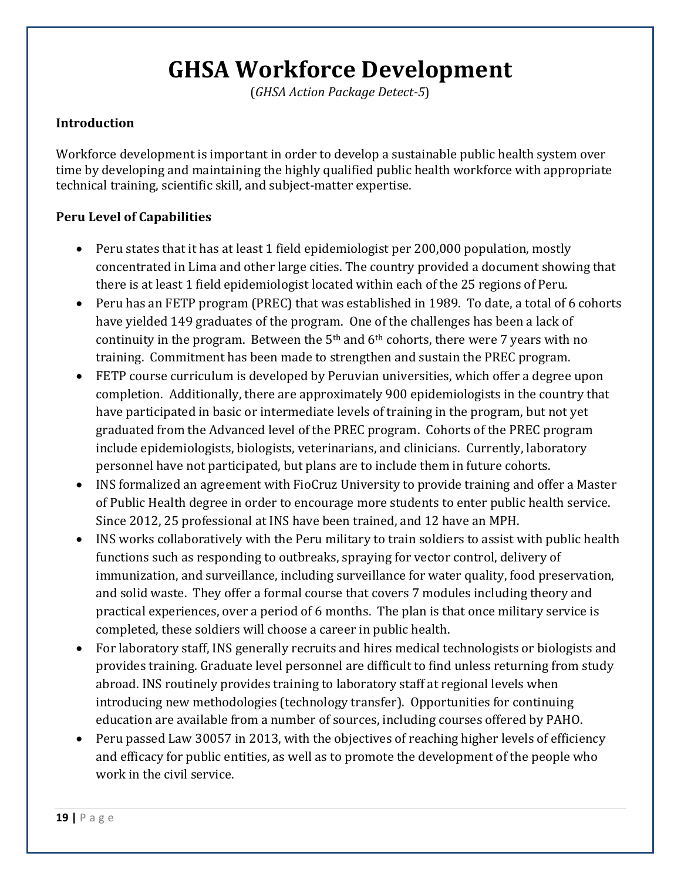# GHSA Workforce Development

(*GHSA Action Package Detect-5*)

**Introduction**

Workforce development is important in order to develop a sustainable public health system over time by developing and maintaining the highly qualified public health workforce with appropriate technical training, scientific skill, and subject-matter expertise.

**Peru Level of Capabilities**

- Peru states that it has at least 1 field epidemiologist per 200,000 population, mostly concentrated in Lima and other large cities. The country provided a document showing that there is at least 1 field epidemiologist located within each of the 25 regions of Peru.
- Peru has an FETP program (PREC) that was established in 1989. To date, a total of 6 cohorts have yielded 149 graduates of the program. One of the challenges has been a lack of continuity in the program. Between the 5th and 6th cohorts, there were 7 years with no training. Commitment has been made to strengthen and sustain the PREC program.
- FETP course curriculum is developed by Peruvian universities, which offer a degree upon completion. Additionally, there are approximately 900 epidemiologists in the country that have participated in basic or intermediate levels of training in the program, but not yet graduated from the Advanced level of the PREC program. Cohorts of the PREC program include epidemiologists, biologists, veterinarians, and clinicians. Currently, laboratory personnel have not participated, but plans are to include them in future cohorts.
- INS formalized an agreement with FioCruz University to provide training and offer a Master of Public Health degree in order to encourage more students to enter public health service. Since 2012, 25 professional at INS have been trained, and 12 have an MPH.
- INS works collaboratively with the Peru military to train soldiers to assist with public health functions such as responding to outbreaks, spraying for vector control, delivery of immunization, and surveillance, including surveillance for water quality, food preservation, and solid waste. They offer a formal course that covers 7 modules including theory and practical experiences, over a period of 6 months. The plan is that once military service is completed, these soldiers will choose a career in public health.
- For laboratory staff, INS generally recruits and hires medical technologists or biologists and provides training. Graduate level personnel are difficult to find unless returning from study abroad. INS routinely provides training to laboratory staff at regional levels when introducing new methodologies (technology transfer). Opportunities for continuing education are available from a number of sources, including courses offered by PAHO.
- Peru passed Law 30057 in 2013, with the objectives of reaching higher levels of efficiency and efficacy for public entities, as well as to promote the development of the people who work in the civil service.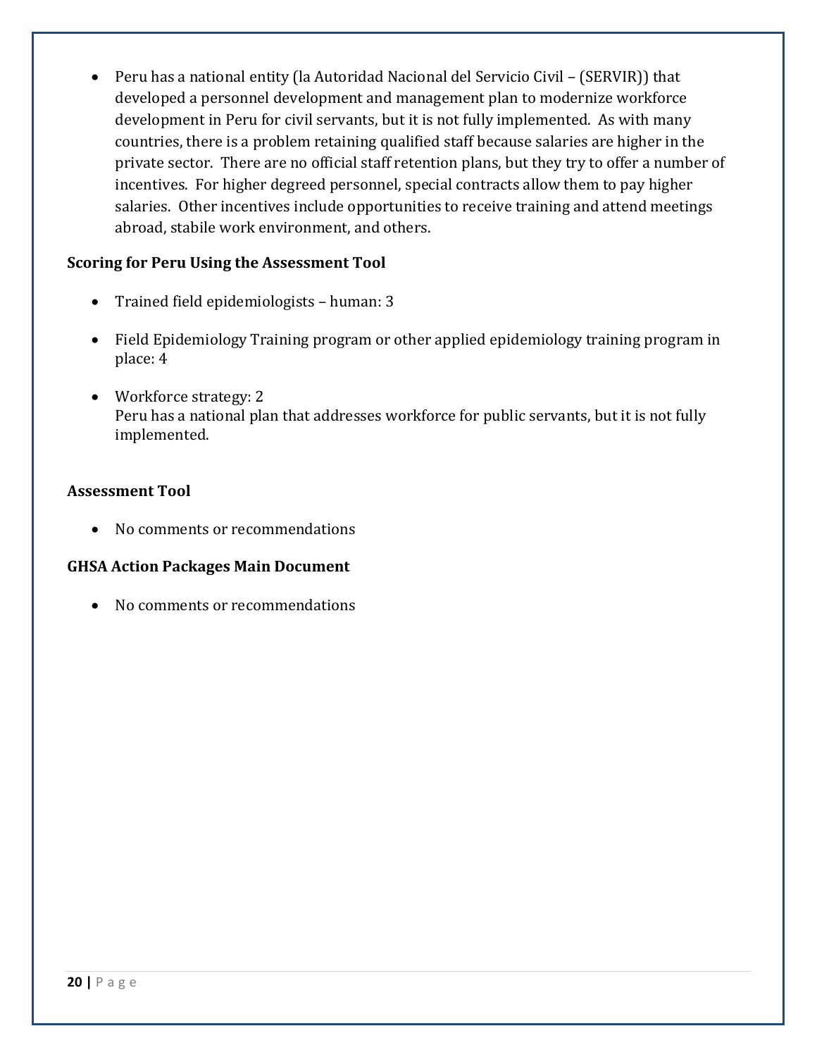- Peru has a national entity (la Autoridad Nacional del Servicio Civil – (SERVIR)) that developed a personnel development and management plan to modernize workforce development in Peru for civil servants, but it is not fully implemented. As with many countries, there is a problem retaining qualified staff because salaries are higher in the private sector. There are no official staff retention plans, but they try to offer a number of incentives. For higher degreed personnel, special contracts allow them to pay higher salaries. Other incentives include opportunities to receive training and attend meetings abroad, stabile work environment, and others.

**Scoring for Peru Using the Assessment Tool**

- Trained field epidemiologists – human: 3
- Field Epidemiology Training program or other applied epidemiology training program in place: 4
- Workforce strategy: 2
  Peru has a national plan that addresses workforce for public servants, but it is not fully implemented.

**Assessment Tool**

- No comments or recommendations

**GHSA Action Packages Main Document**

- No comments or recommendations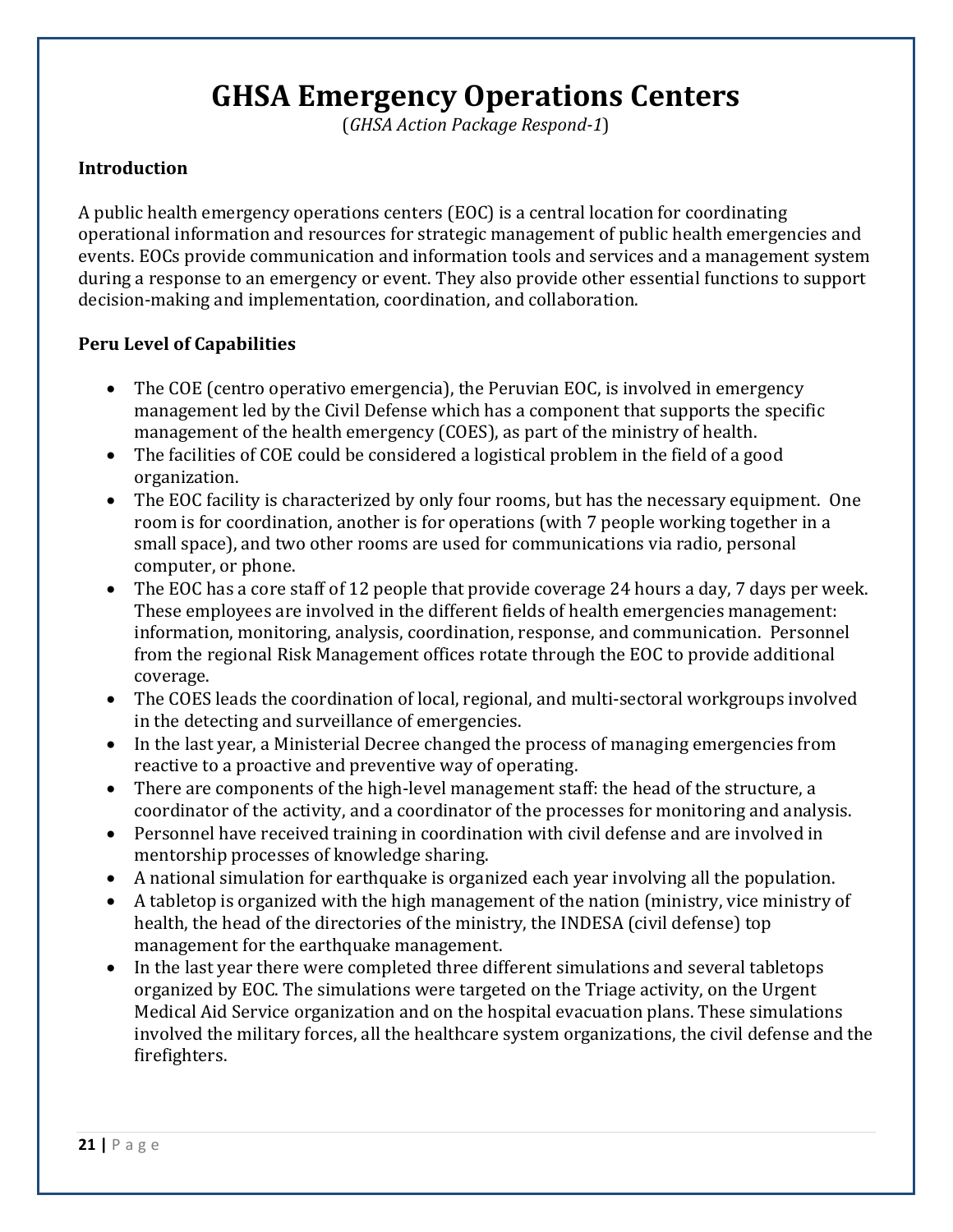# GHSA Emergency Operations Centers

(*GHSA Action Package Respond-1*)

**Introduction**

A public health emergency operations centers (EOC) is a central location for coordinating operational information and resources for strategic management of public health emergencies and events. EOCs provide communication and information tools and services and a management system during a response to an emergency or event. They also provide other essential functions to support decision-making and implementation, coordination, and collaboration.

**Peru Level of Capabilities**

- The COE (centro operativo emergencia), the Peruvian EOC, is involved in emergency management led by the Civil Defense which has a component that supports the specific management of the health emergency (COES), as part of the ministry of health.
- The facilities of COE could be considered a logistical problem in the field of a good organization.
- The EOC facility is characterized by only four rooms, but has the necessary equipment. One room is for coordination, another is for operations (with 7 people working together in a small space), and two other rooms are used for communications via radio, personal computer, or phone.
- The EOC has a core staff of 12 people that provide coverage 24 hours a day, 7 days per week. These employees are involved in the different fields of health emergencies management: information, monitoring, analysis, coordination, response, and communication. Personnel from the regional Risk Management offices rotate through the EOC to provide additional coverage.
- The COES leads the coordination of local, regional, and multi-sectoral workgroups involved in the detecting and surveillance of emergencies.
- In the last year, a Ministerial Decree changed the process of managing emergencies from reactive to a proactive and preventive way of operating.
- There are components of the high-level management staff: the head of the structure, a coordinator of the activity, and a coordinator of the processes for monitoring and analysis.
- Personnel have received training in coordination with civil defense and are involved in mentorship processes of knowledge sharing.
- A national simulation for earthquake is organized each year involving all the population.
- A tabletop is organized with the high management of the nation (ministry, vice ministry of health, the head of the directories of the ministry, the INDESA (civil defense) top management for the earthquake management.
- In the last year there were completed three different simulations and several tabletops organized by EOC. The simulations were targeted on the Triage activity, on the Urgent Medical Aid Service organization and on the hospital evacuation plans. These simulations involved the military forces, all the healthcare system organizations, the civil defense and the firefighters.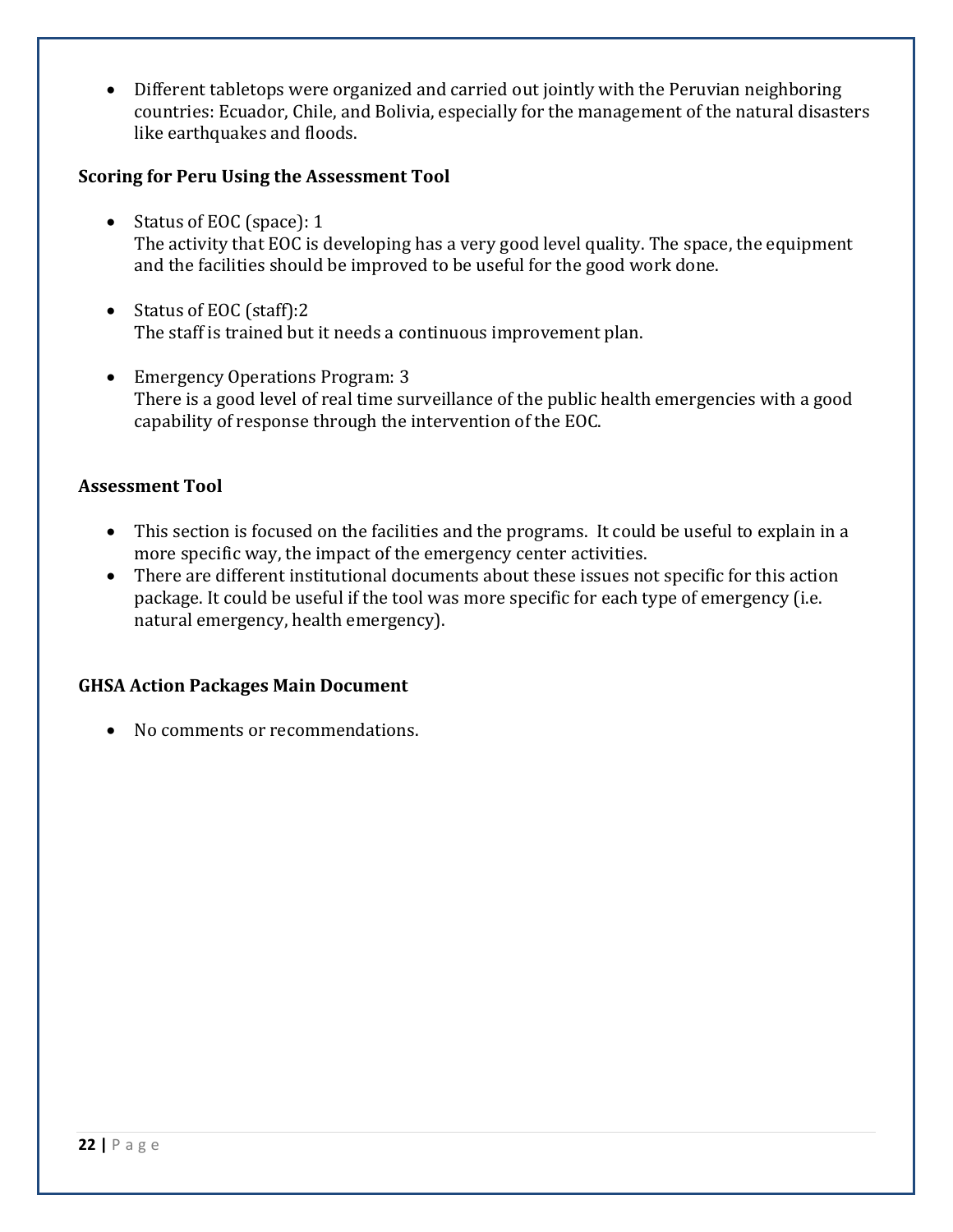- Different tabletops were organized and carried out jointly with the Peruvian neighboring countries: Ecuador, Chile, and Bolivia, especially for the management of the natural disasters like earthquakes and floods.

### Scoring for Peru Using the Assessment Tool

- Status of EOC (space): 1
  The activity that EOC is developing has a very good level quality. The space, the equipment and the facilities should be improved to be useful for the good work done.

- Status of EOC (staff):2
  The staff is trained but it needs a continuous improvement plan.

- Emergency Operations Program: 3
  There is a good level of real time surveillance of the public health emergencies with a good capability of response through the intervention of the EOC.

### Assessment Tool

- This section is focused on the facilities and the programs. It could be useful to explain in a more specific way, the impact of the emergency center activities.
- There are different institutional documents about these issues not specific for this action package. It could be useful if the tool was more specific for each type of emergency (i.e. natural emergency, health emergency).

### GHSA Action Packages Main Document

- No comments or recommendations.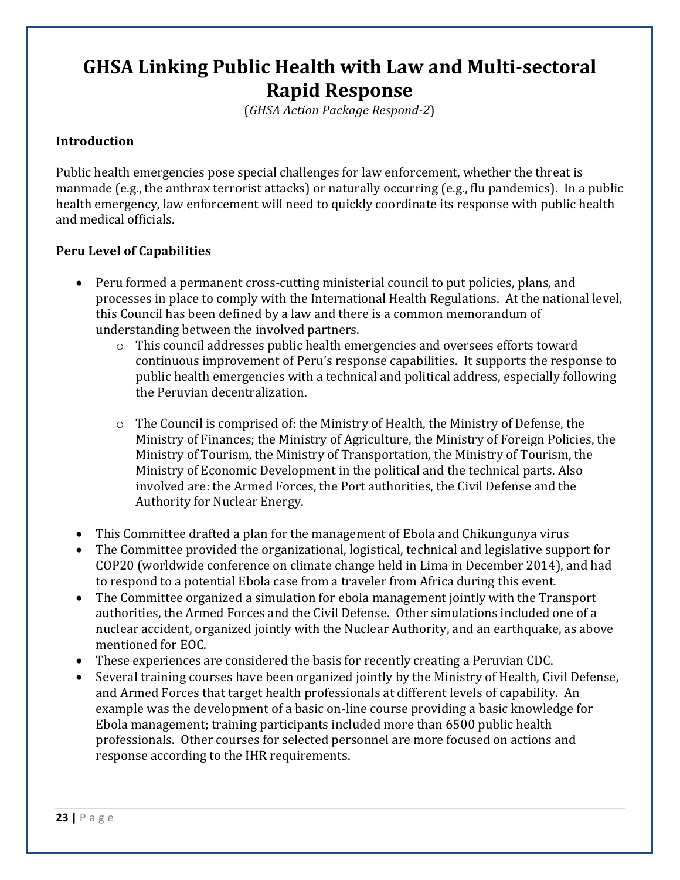# GHSA Linking Public Health with Law and Multi-sectoral Rapid Response

(*GHSA Action Package Respond-2*)

**Introduction**

Public health emergencies pose special challenges for law enforcement, whether the threat is manmade (e.g., the anthrax terrorist attacks) or naturally occurring (e.g., flu pandemics). In a public health emergency, law enforcement will need to quickly coordinate its response with public health and medical officials.

**Peru Level of Capabilities**

- Peru formed a permanent cross-cutting ministerial council to put policies, plans, and processes in place to comply with the International Health Regulations. At the national level, this Council has been defined by a law and there is a common memorandum of understanding between the involved partners.
  - This council addresses public health emergencies and oversees efforts toward continuous improvement of Peru's response capabilities. It supports the response to public health emergencies with a technical and political address, especially following the Peruvian decentralization.
  - The Council is comprised of: the Ministry of Health, the Ministry of Defense, the Ministry of Finances; the Ministry of Agriculture, the Ministry of Foreign Policies, the Ministry of Tourism, the Ministry of Transportation, the Ministry of Tourism, the Ministry of Economic Development in the political and the technical parts. Also involved are: the Armed Forces, the Port authorities, the Civil Defense and the Authority for Nuclear Energy.
- This Committee drafted a plan for the management of Ebola and Chikungunya virus
- The Committee provided the organizational, logistical, technical and legislative support for COP20 (worldwide conference on climate change held in Lima in December 2014), and had to respond to a potential Ebola case from a traveler from Africa during this event.
- The Committee organized a simulation for ebola management jointly with the Transport authorities, the Armed Forces and the Civil Defense. Other simulations included one of a nuclear accident, organized jointly with the Nuclear Authority, and an earthquake, as above mentioned for EOC.
- These experiences are considered the basis for recently creating a Peruvian CDC.
- Several training courses have been organized jointly by the Ministry of Health, Civil Defense, and Armed Forces that target health professionals at different levels of capability. An example was the development of a basic on-line course providing a basic knowledge for Ebola management; training participants included more than 6500 public health professionals. Other courses for selected personnel are more focused on actions and response according to the IHR requirements.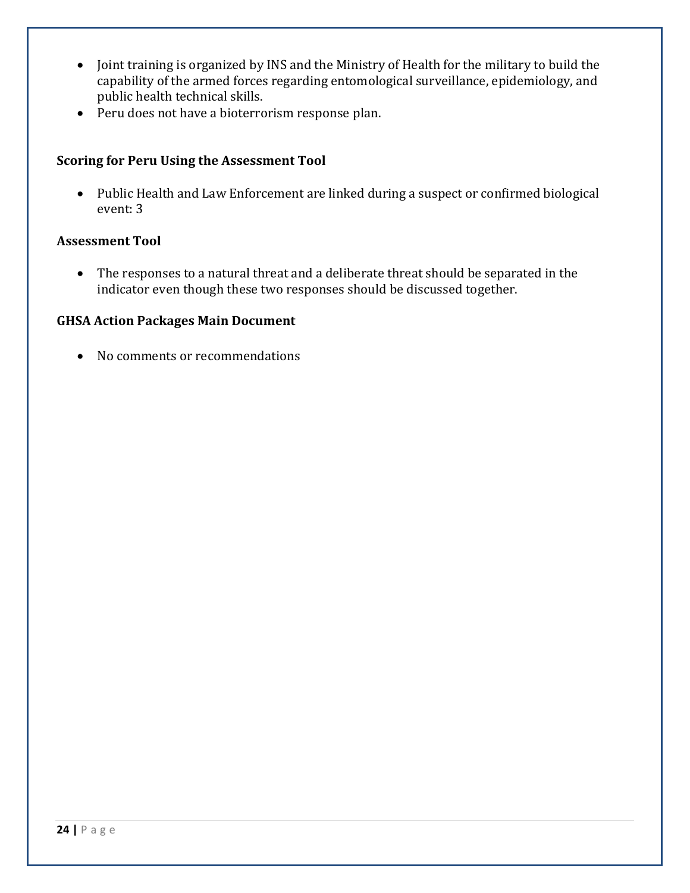- Joint training is organized by INS and the Ministry of Health for the military to build the capability of the armed forces regarding entomological surveillance, epidemiology, and public health technical skills.
- Peru does not have a bioterrorism response plan.

### Scoring for Peru Using the Assessment Tool

- Public Health and Law Enforcement are linked during a suspect or confirmed biological event: 3

### Assessment Tool

- The responses to a natural threat and a deliberate threat should be separated in the indicator even though these two responses should be discussed together.

### GHSA Action Packages Main Document

- No comments or recommendations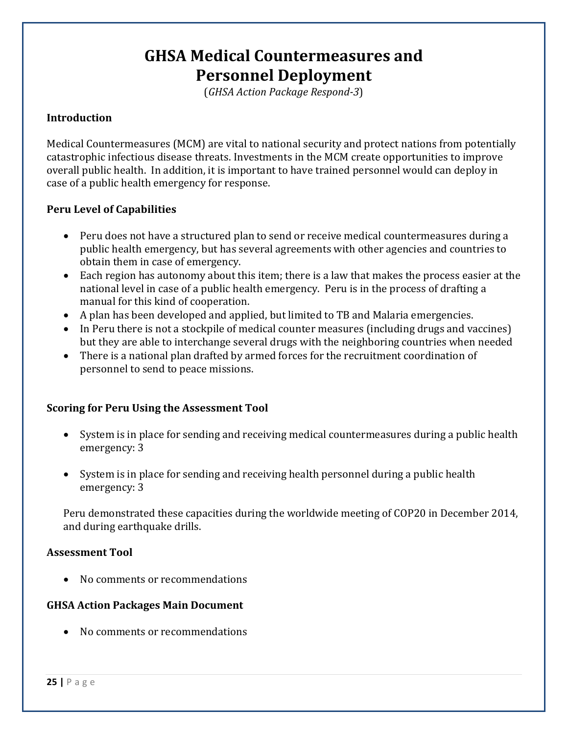# GHSA Medical Countermeasures and Personnel Deployment

(*GHSA Action Package Respond-3*)

**Introduction**

Medical Countermeasures (MCM) are vital to national security and protect nations from potentially catastrophic infectious disease threats. Investments in the MCM create opportunities to improve overall public health. In addition, it is important to have trained personnel would can deploy in case of a public health emergency for response.

**Peru Level of Capabilities**

- Peru does not have a structured plan to send or receive medical countermeasures during a public health emergency, but has several agreements with other agencies and countries to obtain them in case of emergency.
- Each region has autonomy about this item; there is a law that makes the process easier at the national level in case of a public health emergency. Peru is in the process of drafting a manual for this kind of cooperation.
- A plan has been developed and applied, but limited to TB and Malaria emergencies.
- In Peru there is not a stockpile of medical counter measures (including drugs and vaccines) but they are able to interchange several drugs with the neighboring countries when needed
- There is a national plan drafted by armed forces for the recruitment coordination of personnel to send to peace missions.

**Scoring for Peru Using the Assessment Tool**

- System is in place for sending and receiving medical countermeasures during a public health emergency: 3
- System is in place for sending and receiving health personnel during a public health emergency: 3

Peru demonstrated these capacities during the worldwide meeting of COP20 in December 2014, and during earthquake drills.

**Assessment Tool**

- No comments or recommendations

**GHSA Action Packages Main Document**

- No comments or recommendations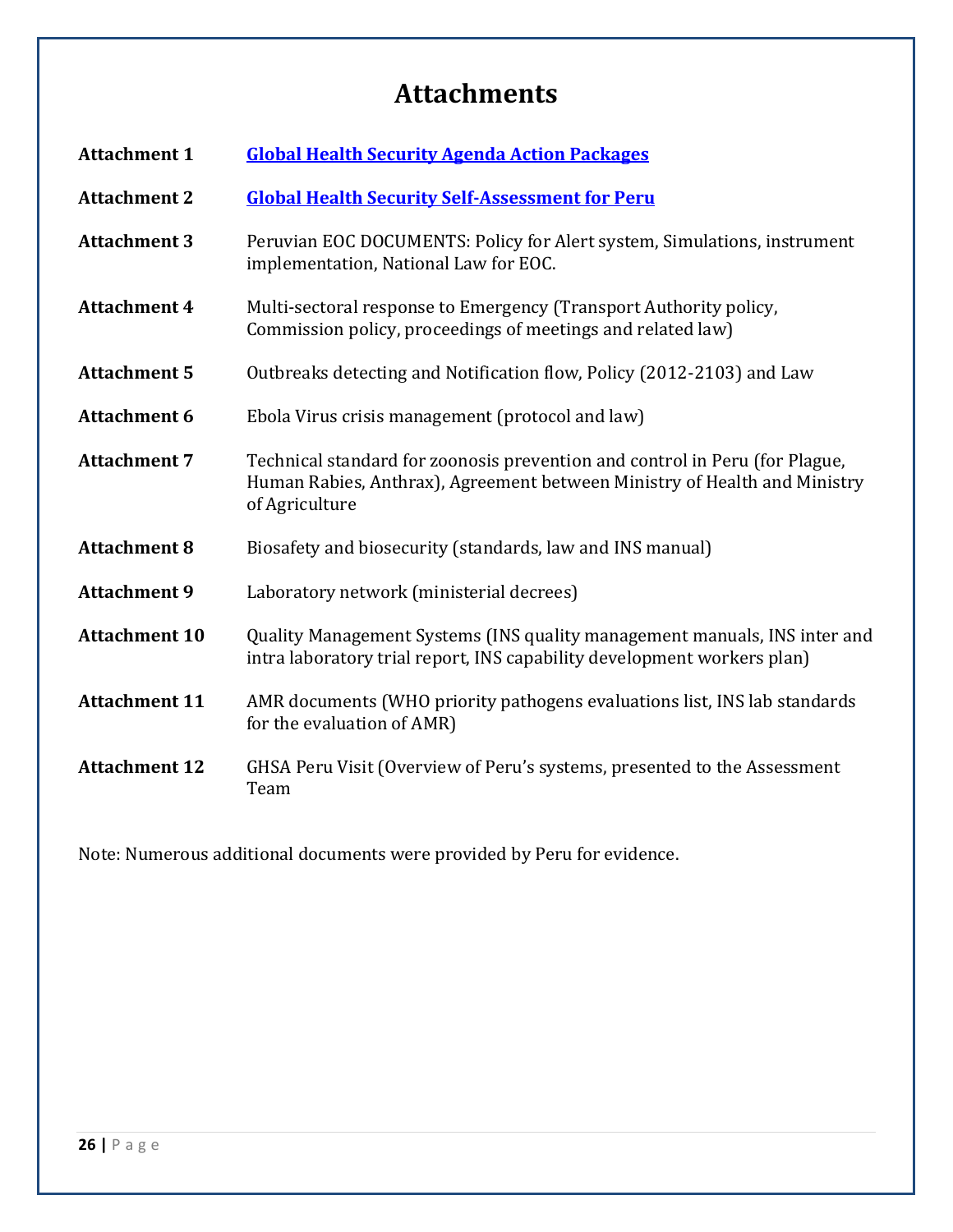# Attachments

**Attachment 1** **Global Health Security Agenda Action Packages**

**Attachment 2** **Global Health Security Self-Assessment for Peru**

**Attachment 3** Peruvian EOC DOCUMENTS: Policy for Alert system, Simulations, instrument implementation, National Law for EOC.

**Attachment 4** Multi-sectoral response to Emergency (Transport Authority policy, Commission policy, proceedings of meetings and related law)

**Attachment 5** Outbreaks detecting and Notification flow, Policy (2012-2103) and Law

**Attachment 6** Ebola Virus crisis management (protocol and law)

**Attachment 7** Technical standard for zoonosis prevention and control in Peru (for Plague, Human Rabies, Anthrax), Agreement between Ministry of Health and Ministry of Agriculture

**Attachment 8** Biosafety and biosecurity (standards, law and INS manual)

**Attachment 9** Laboratory network (ministerial decrees)

**Attachment 10** Quality Management Systems (INS quality management manuals, INS inter and intra laboratory trial report, INS capability development workers plan)

**Attachment 11** AMR documents (WHO priority pathogens evaluations list, INS lab standards for the evaluation of AMR)

**Attachment 12** GHSA Peru Visit (Overview of Peru's systems, presented to the Assessment Team

Note: Numerous additional documents were provided by Peru for evidence.